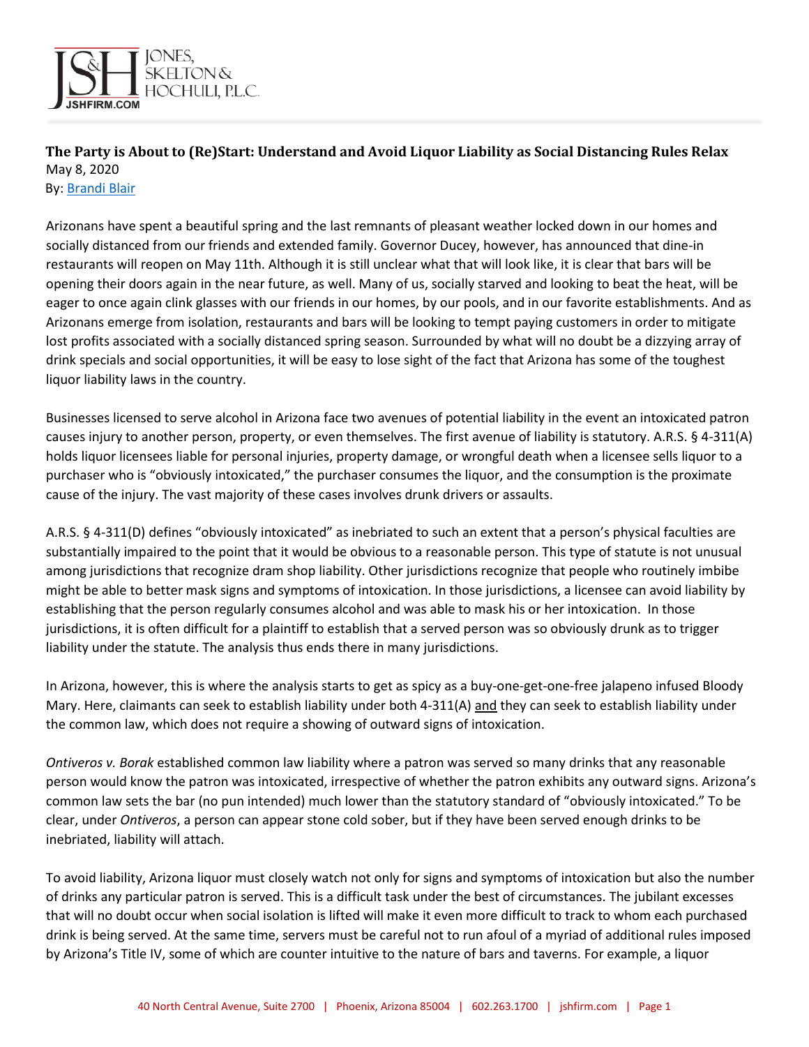# The Party is About to (Re)Start: Understand and Avoid Liquor Liability as Social Distancing Rules Relax

May 8, 2020

By: Brandi Blair

Arizonans have spent a beautiful spring and the last remnants of pleasant weather locked down in our homes and socially distanced from our friends and extended family. Governor Ducey, however, has announced that dine-in restaurants will reopen on May 11th. Although it is still unclear what that will look like, it is clear that bars will be opening their doors again in the near future, as well. Many of us, socially starved and looking to beat the heat, will be eager to once again clink glasses with our friends in our homes, by our pools, and in our favorite establishments. And as Arizonans emerge from isolation, restaurants and bars will be looking to tempt paying customers in order to mitigate lost profits associated with a socially distanced spring season. Surrounded by what will no doubt be a dizzying array of drink specials and social opportunities, it will be easy to lose sight of the fact that Arizona has some of the toughest liquor liability laws in the country.

Businesses licensed to serve alcohol in Arizona face two avenues of potential liability in the event an intoxicated patron causes injury to another person, property, or even themselves. The first avenue of liability is statutory. A.R.S. § 4-311(A) holds liquor licensees liable for personal injuries, property damage, or wrongful death when a licensee sells liquor to a purchaser who is "obviously intoxicated," the purchaser consumes the liquor, and the consumption is the proximate cause of the injury. The vast majority of these cases involves drunk drivers or assaults.

A.R.S. § 4-311(D) defines "obviously intoxicated" as inebriated to such an extent that a person's physical faculties are substantially impaired to the point that it would be obvious to a reasonable person. This type of statute is not unusual among jurisdictions that recognize dram shop liability. Other jurisdictions recognize that people who routinely imbibe might be able to better mask signs and symptoms of intoxication. In those jurisdictions, a licensee can avoid liability by establishing that the person regularly consumes alcohol and was able to mask his or her intoxication. In those jurisdictions, it is often difficult for a plaintiff to establish that a served person was so obviously drunk as to trigger liability under the statute. The analysis thus ends there in many jurisdictions.

In Arizona, however, this is where the analysis starts to get as spicy as a buy-one-get-one-free jalapeno infused Bloody Mary. Here, claimants can seek to establish liability under both 4-311(A) and they can seek to establish liability under the common law, which does not require a showing of outward signs of intoxication.

*Ontiveros v. Borak* established common law liability where a patron was served so many drinks that any reasonable person would know the patron was intoxicated, irrespective of whether the patron exhibits any outward signs. Arizona's common law sets the bar (no pun intended) much lower than the statutory standard of "obviously intoxicated." To be clear, under *Ontiveros*, a person can appear stone cold sober, but if they have been served enough drinks to be inebriated, liability will attach.

To avoid liability, Arizona liquor must closely watch not only for signs and symptoms of intoxication but also the number of drinks any particular patron is served. This is a difficult task under the best of circumstances. The jubilant excesses that will no doubt occur when social isolation is lifted will make it even more difficult to track to whom each purchased drink is being served. At the same time, servers must be careful not to run afoul of a myriad of additional rules imposed by Arizona's Title IV, some of which are counter intuitive to the nature of bars and taverns. For example, a liquor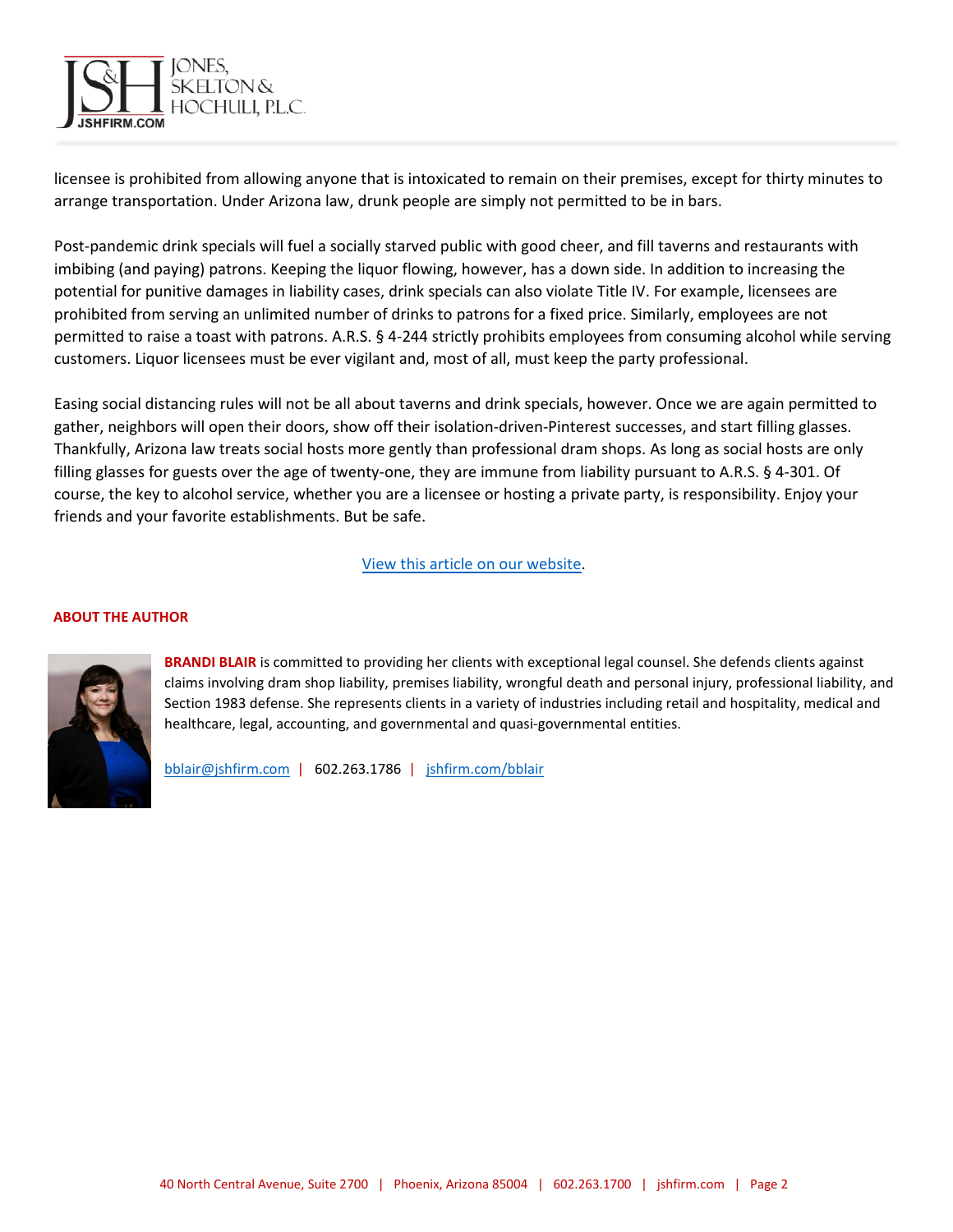licensee is prohibited from allowing anyone that is intoxicated to remain on their premises, except for thirty minutes to arrange transportation. Under Arizona law, drunk people are simply not permitted to be in bars.

Post-pandemic drink specials will fuel a socially starved public with good cheer, and fill taverns and restaurants with imbibing (and paying) patrons. Keeping the liquor flowing, however, has a down side. In addition to increasing the potential for punitive damages in liability cases, drink specials can also violate Title IV. For example, licensees are prohibited from serving an unlimited number of drinks to patrons for a fixed price. Similarly, employees are not permitted to raise a toast with patrons. A.R.S. § 4-244 strictly prohibits employees from consuming alcohol while serving customers. Liquor licensees must be ever vigilant and, most of all, must keep the party professional.

Easing social distancing rules will not be all about taverns and drink specials, however. Once we are again permitted to gather, neighbors will open their doors, show off their isolation-driven-Pinterest successes, and start filling glasses. Thankfully, Arizona law treats social hosts more gently than professional dram shops. As long as social hosts are only filling glasses for guests over the age of twenty-one, they are immune from liability pursuant to A.R.S. § 4-301. Of course, the key to alcohol service, whether you are a licensee or hosting a private party, is responsibility. Enjoy your friends and your favorite establishments. But be safe.

View this article on our website.

#### ABOUT THE AUTHOR

**BRANDI BLAIR** is committed to providing her clients with exceptional legal counsel. She defends clients against claims involving dram shop liability, premises liability, wrongful death and personal injury, professional liability, and Section 1983 defense. She represents clients in a variety of industries including retail and hospitality, medical and healthcare, legal, accounting, and governmental and quasi-governmental entities.

bblair@jshfirm.com | 602.263.1786 | jshfirm.com/bblair